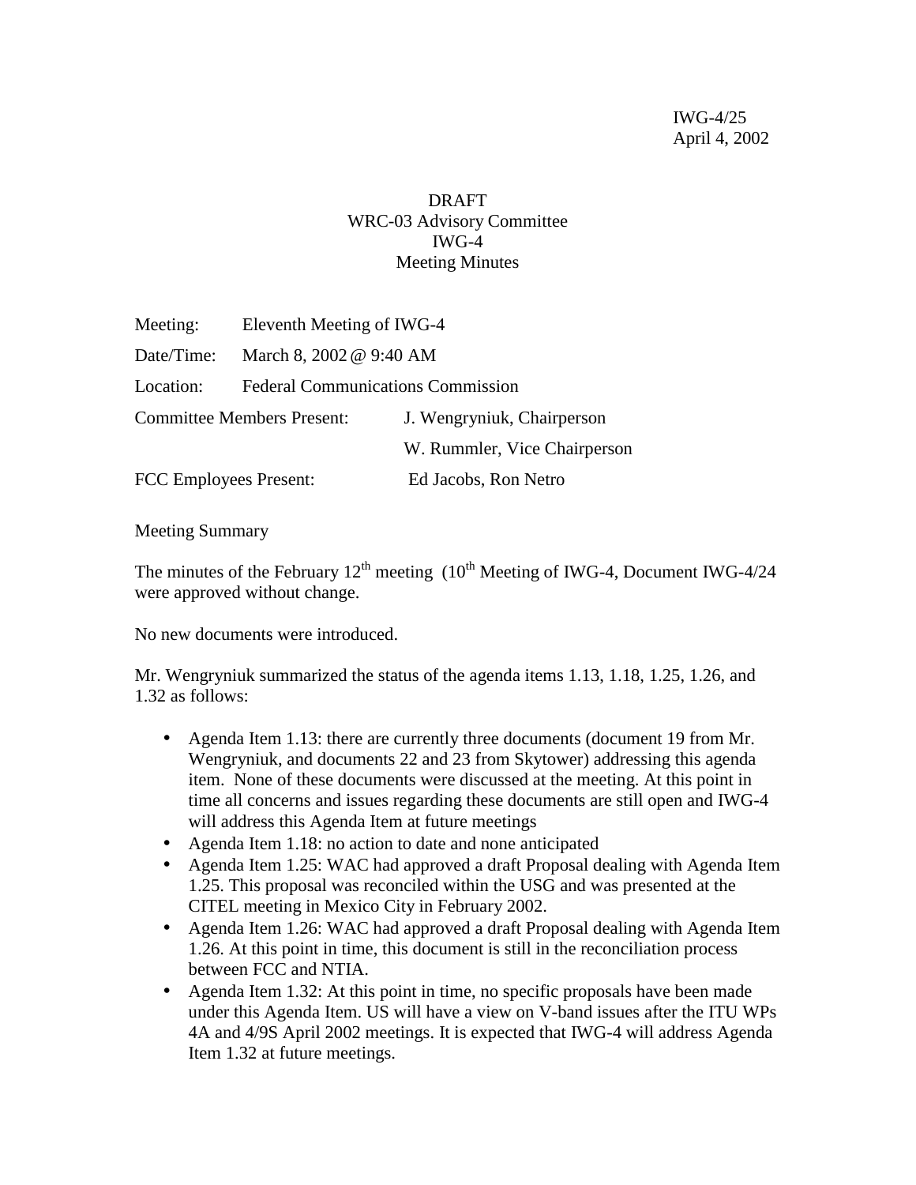IWG-4/25
April 4, 2002

DRAFT
WRC-03 Advisory Committee
IWG-4
Meeting Minutes

| | | |
|---|---|---|
| Meeting: | Eleventh Meeting of IWG-4 | |
| Date/Time: | March 8, 2002 @ 9:40 AM | |
| Location: | Federal Communications Commission | |
| Committee Members Present: | | J. Wengryniuk, Chairperson |
| | | W. Rummler, Vice Chairperson |
| FCC Employees Present: | | Ed Jacobs, Ron Netro |

Meeting Summary

The minutes of the February 12th meeting (10th Meeting of IWG-4, Document IWG-4/24 were approved without change.

No new documents were introduced.

Mr. Wengryniuk summarized the status of the agenda items 1.13, 1.18, 1.25, 1.26, and 1.32 as follows:

- Agenda Item 1.13: there are currently three documents (document 19 from Mr. Wengryniuk, and documents 22 and 23 from Skytower) addressing this agenda item. None of these documents were discussed at the meeting. At this point in time all concerns and issues regarding these documents are still open and IWG-4 will address this Agenda Item at future meetings
- Agenda Item 1.18: no action to date and none anticipated
- Agenda Item 1.25: WAC had approved a draft Proposal dealing with Agenda Item 1.25. This proposal was reconciled within the USG and was presented at the CITEL meeting in Mexico City in February 2002.
- Agenda Item 1.26: WAC had approved a draft Proposal dealing with Agenda Item 1.26. At this point in time, this document is still in the reconciliation process between FCC and NTIA.
- Agenda Item 1.32: At this point in time, no specific proposals have been made under this Agenda Item. US will have a view on V-band issues after the ITU WPs 4A and 4/9S April 2002 meetings. It is expected that IWG-4 will address Agenda Item 1.32 at future meetings.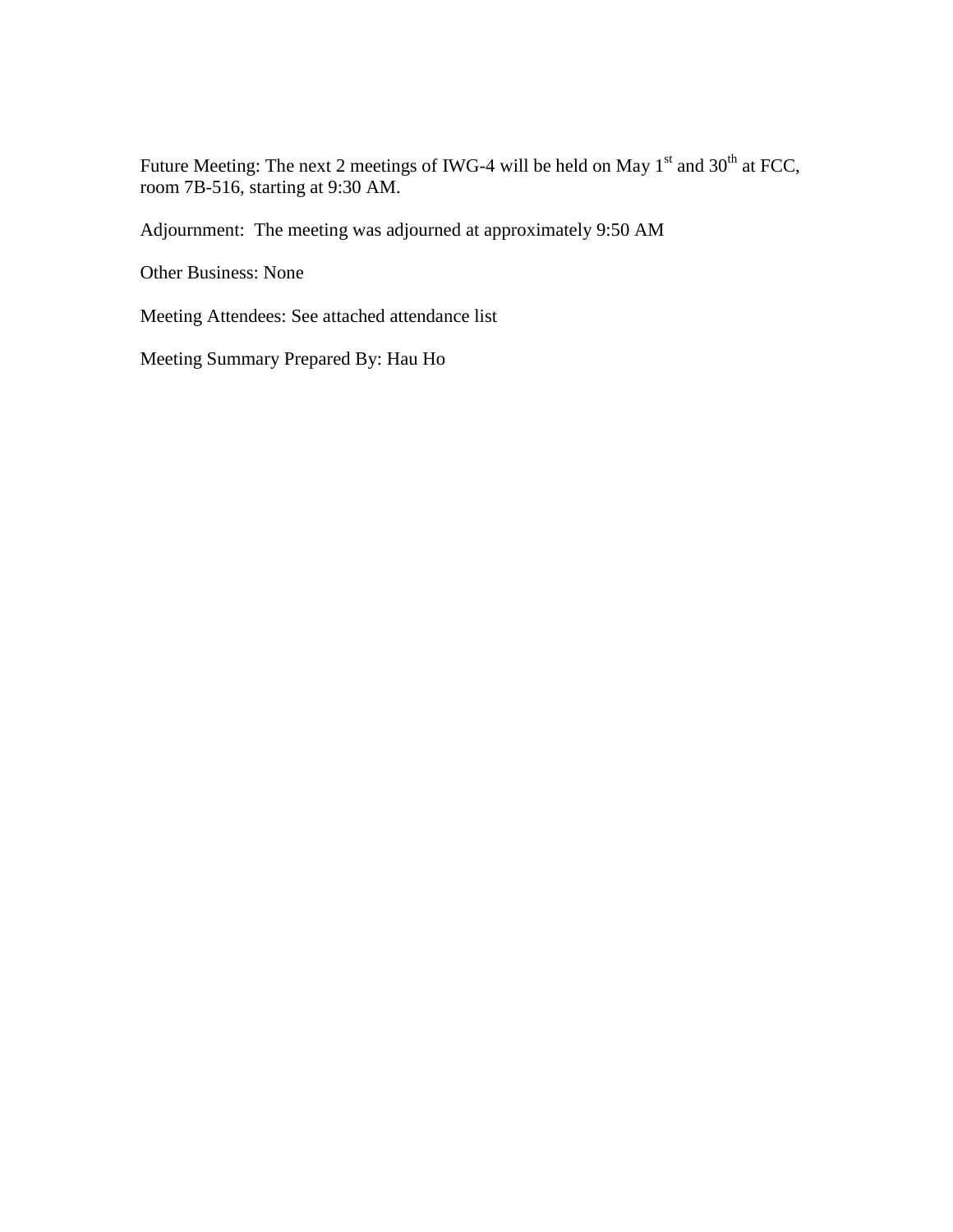Future Meeting: The next 2 meetings of IWG-4 will be held on May 1st and 30th at FCC, room 7B-516, starting at 9:30 AM.

Adjournment: The meeting was adjourned at approximately 9:50 AM

Other Business: None

Meeting Attendees: See attached attendance list

Meeting Summary Prepared By: Hau Ho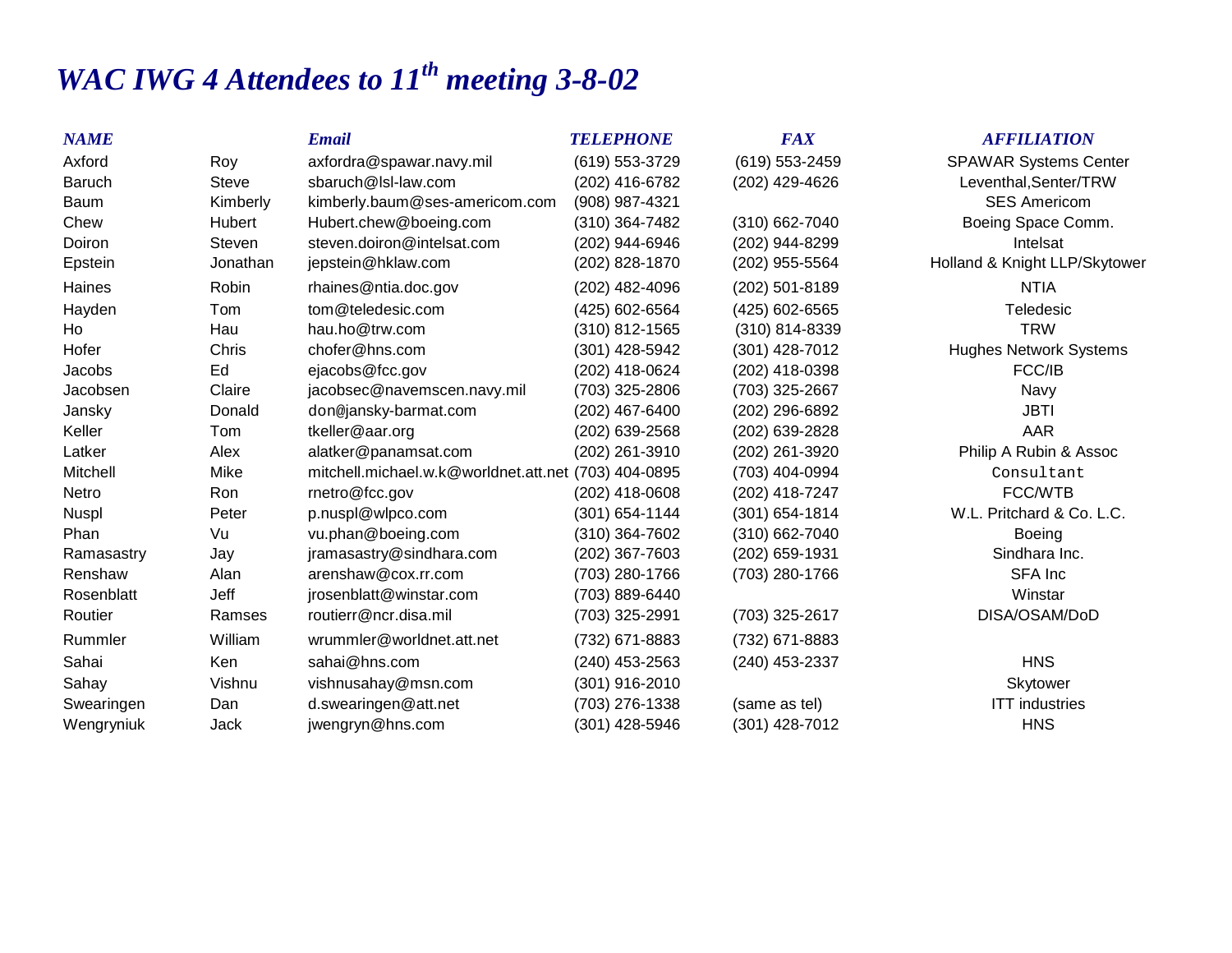# *WAC IWG 4 Attendees to 11th meeting 3-8-02*

| *NAME* | | *Email* | *TELEPHONE* | *FAX* | *AFFILIATION* |
|---|---|---|---|---|---|
| Axford | Roy | axfordra@spawar.navy.mil | (619) 553-3729 | (619) 553-2459 | SPAWAR Systems Center |
| Baruch | Steve | sbaruch@lsl-law.com | (202) 416-6782 | (202) 429-4626 | Leventhal,Senter/TRW |
| Baum | Kimberly | kimberly.baum@ses-americom.com | (908) 987-4321 | | SES Americom |
| Chew | Hubert | Hubert.chew@boeing.com | (310) 364-7482 | (310) 662-7040 | Boeing Space Comm. |
| Doiron | Steven | steven.doiron@intelsat.com | (202) 944-6946 | (202) 944-8299 | Intelsat |
| Epstein | Jonathan | jepstein@hklaw.com | (202) 828-1870 | (202) 955-5564 | Holland & Knight LLP/Skytower |
| Haines | Robin | rhaines@ntia.doc.gov | (202) 482-4096 | (202) 501-8189 | NTIA |
| Hayden | Tom | tom@teledesic.com | (425) 602-6564 | (425) 602-6565 | Teledesic |
| Ho | Hau | hau.ho@trw.com | (310) 812-1565 | (310) 814-8339 | TRW |
| Hofer | Chris | chofer@hns.com | (301) 428-5942 | (301) 428-7012 | Hughes Network Systems |
| Jacobs | Ed | ejacobs@fcc.gov | (202) 418-0624 | (202) 418-0398 | FCC/IB |
| Jacobsen | Claire | jacobsec@navemscen.navy.mil | (703) 325-2806 | (703) 325-2667 | Navy |
| Jansky | Donald | don@jansky-barmat.com | (202) 467-6400 | (202) 296-6892 | JBTI |
| Keller | Tom | tkeller@aar.org | (202) 639-2568 | (202) 639-2828 | AAR |
| Latker | Alex | alatker@panamsat.com | (202) 261-3910 | (202) 261-3920 | Philip A Rubin & Assoc |
| Mitchell | Mike | mitchell.michael.w.k@worldnet.att.net | (703) 404-0895 | (703) 404-0994 | Consultant |
| Netro | Ron | rnetro@fcc.gov | (202) 418-0608 | (202) 418-7247 | FCC/WTB |
| Nuspl | Peter | p.nuspl@wlpco.com | (301) 654-1144 | (301) 654-1814 | W.L. Pritchard & Co. L.C. |
| Phan | Vu | vu.phan@boeing.com | (310) 364-7602 | (310) 662-7040 | Boeing |
| Ramasastry | Jay | jramasastry@sindhara.com | (202) 367-7603 | (202) 659-1931 | Sindhara Inc. |
| Renshaw | Alan | arenshaw@cox.rr.com | (703) 280-1766 | (703) 280-1766 | SFA Inc |
| Rosenblatt | Jeff | jrosenblatt@winstar.com | (703) 889-6440 | | Winstar |
| Routier | Ramses | routierr@ncr.disa.mil | (703) 325-2991 | (703) 325-2617 | DISA/OSAM/DoD |
| Rummler | William | wrummler@worldnet.att.net | (732) 671-8883 | (732) 671-8883 | |
| Sahai | Ken | sahai@hns.com | (240) 453-2563 | (240) 453-2337 | HNS |
| Sahay | Vishnu | vishnusahay@msn.com | (301) 916-2010 | | Skytower |
| Swearingen | Dan | d.swearingen@att.net | (703) 276-1338 | (same as tel) | ITT industries |
| Wengryniuk | Jack | jwengryn@hns.com | (301) 428-5946 | (301) 428-7012 | HNS |